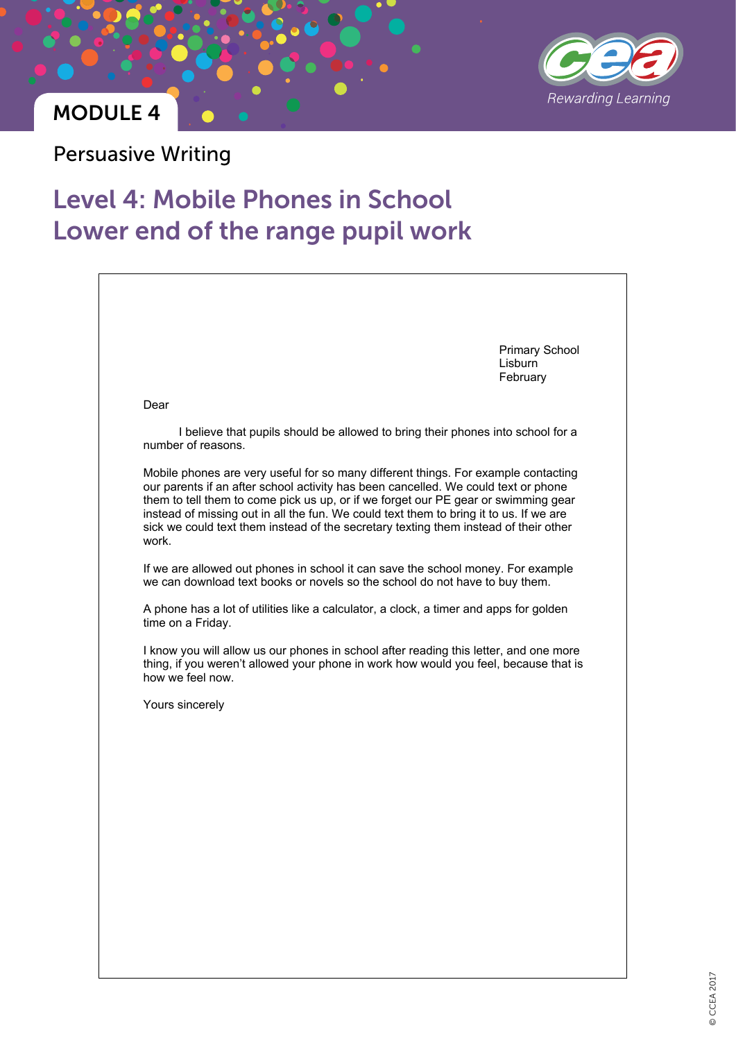MODULE 4

Persuasive Writing

# Level 4: Mobile Phones in School
# Lower end of the range pupil work

Primary School
Lisburn
February

Dear

I believe that pupils should be allowed to bring their phones into school for a number of reasons.

Mobile phones are very useful for so many different things. For example contacting our parents if an after school activity has been cancelled. We could text or phone them to tell them to come pick us up, or if we forget our PE gear or swimming gear instead of missing out in all the fun. We could text them to bring it to us. If we are sick we could text them instead of the secretary texting them instead of their other work.

If we are allowed out phones in school it can save the school money. For example we can download text books or novels so the school do not have to buy them.

A phone has a lot of utilities like a calculator, a clock, a timer and apps for golden time on a Friday.

I know you will allow us our phones in school after reading this letter, and one more thing, if you weren't allowed your phone in work how would you feel, because that is how we feel now.

Yours sincerely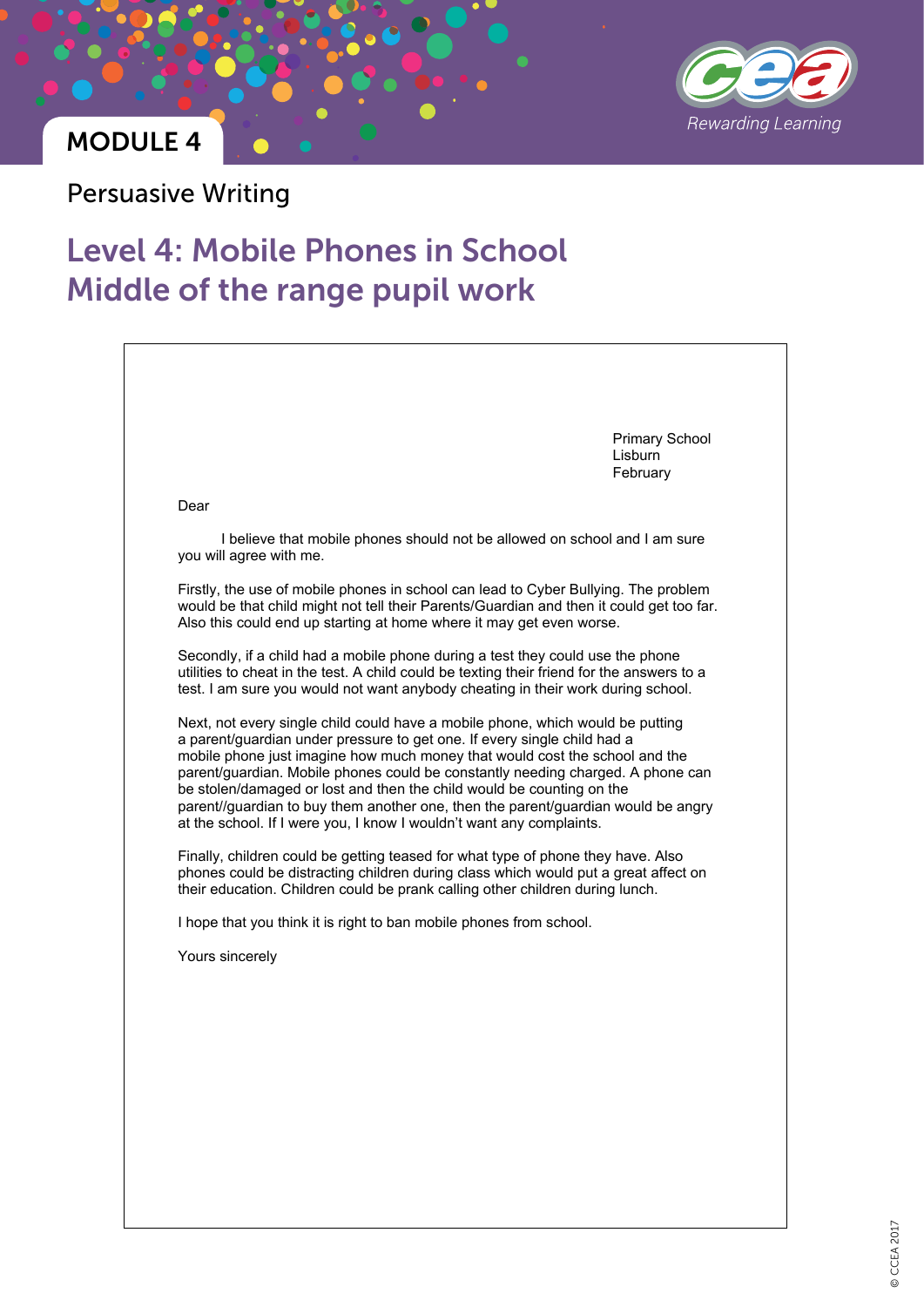MODULE 4

Persuasive Writing

# Level 4: Mobile Phones in School Middle of the range pupil work

Primary School
Lisburn
February

Dear

I believe that mobile phones should not be allowed on school and I am sure you will agree with me.

Firstly, the use of mobile phones in school can lead to Cyber Bullying. The problem would be that child might not tell their Parents/Guardian and then it could get too far. Also this could end up starting at home where it may get even worse.

Secondly, if a child had a mobile phone during a test they could use the phone utilities to cheat in the test. A child could be texting their friend for the answers to a test. I am sure you would not want anybody cheating in their work during school.

Next, not every single child could have a mobile phone, which would be putting a parent/guardian under pressure to get one. If every single child had a mobile phone just imagine how much money that would cost the school and the parent/guardian. Mobile phones could be constantly needing charged. A phone can be stolen/damaged or lost and then the child would be counting on the parent//guardian to buy them another one, then the parent/guardian would be angry at the school. If I were you, I know I wouldn't want any complaints.

Finally, children could be getting teased for what type of phone they have. Also phones could be distracting children during class which would put a great affect on their education. Children could be prank calling other children during lunch.

I hope that you think it is right to ban mobile phones from school.

Yours sincerely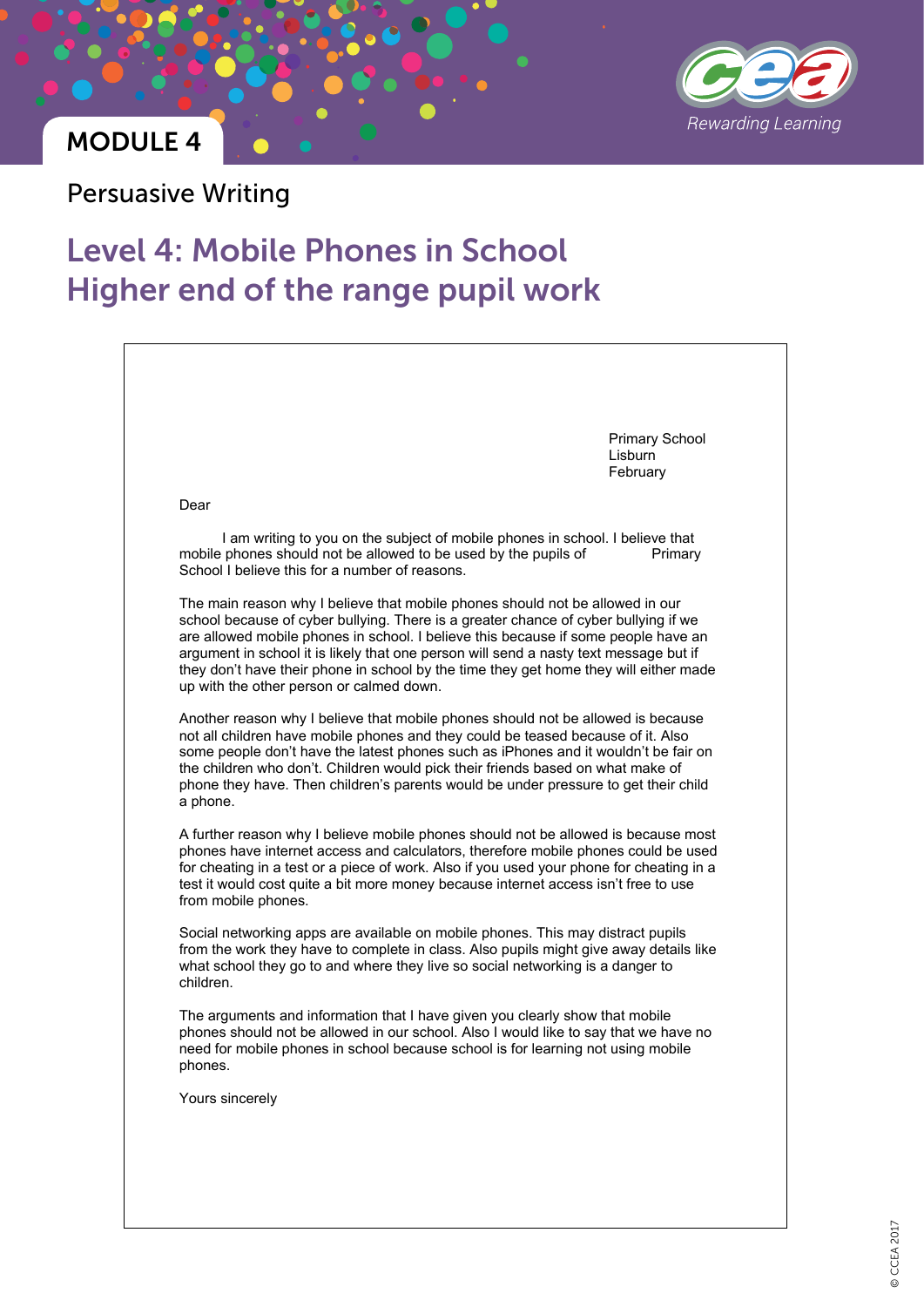MODULE 4

Persuasive Writing

# Level 4: Mobile Phones in School
# Higher end of the range pupil work

Primary School
Lisburn
February

Dear

I am writing to you on the subject of mobile phones in school. I believe that mobile phones should not be allowed to be used by the pupils of Primary School I believe this for a number of reasons.

The main reason why I believe that mobile phones should not be allowed in our school because of cyber bullying. There is a greater chance of cyber bullying if we are allowed mobile phones in school. I believe this because if some people have an argument in school it is likely that one person will send a nasty text message but if they don't have their phone in school by the time they get home they will either made up with the other person or calmed down.

Another reason why I believe that mobile phones should not be allowed is because not all children have mobile phones and they could be teased because of it. Also some people don't have the latest phones such as iPhones and it wouldn't be fair on the children who don't. Children would pick their friends based on what make of phone they have. Then children's parents would be under pressure to get their child a phone.

A further reason why I believe mobile phones should not be allowed is because most phones have internet access and calculators, therefore mobile phones could be used for cheating in a test or a piece of work. Also if you used your phone for cheating in a test it would cost quite a bit more money because internet access isn't free to use from mobile phones.

Social networking apps are available on mobile phones. This may distract pupils from the work they have to complete in class. Also pupils might give away details like what school they go to and where they live so social networking is a danger to children.

The arguments and information that I have given you clearly show that mobile phones should not be allowed in our school. Also I would like to say that we have no need for mobile phones in school because school is for learning not using mobile phones.

Yours sincerely